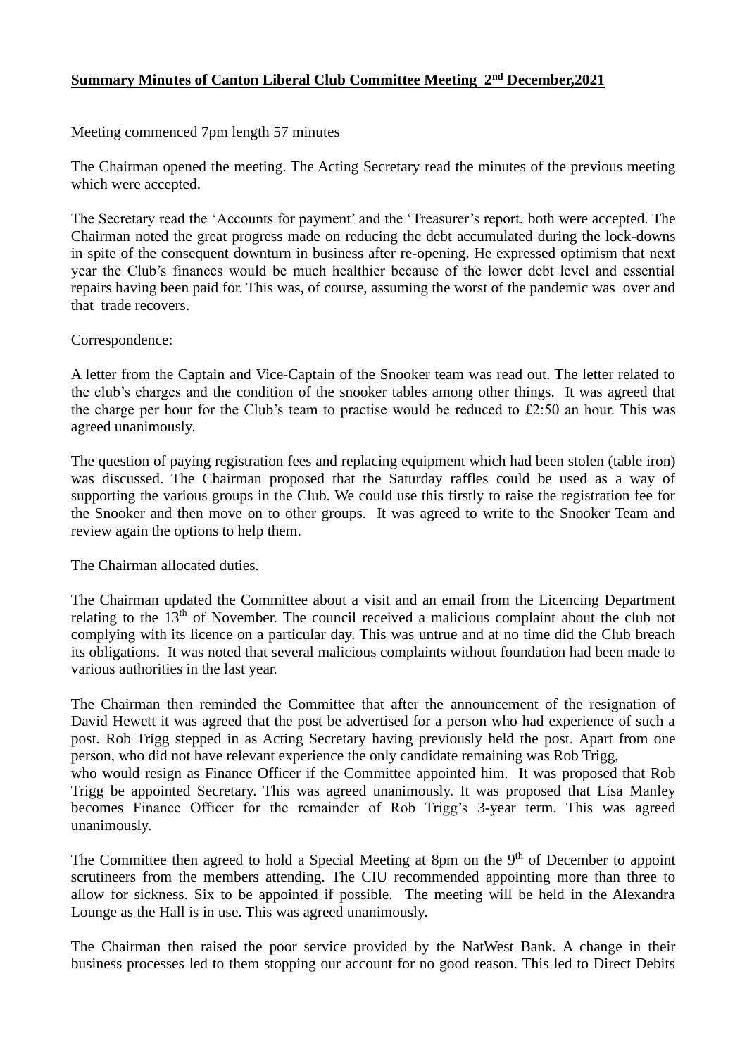# **Summary Minutes of Canton Liberal Club Committee Meeting 2nd December,2021**

Meeting commenced 7pm length 57 minutes

The Chairman opened the meeting. The Acting Secretary read the minutes of the previous meeting which were accepted.

The Secretary read the 'Accounts for payment' and the 'Treasurer's report, both were accepted. The Chairman noted the great progress made on reducing the debt accumulated during the lock-downs in spite of the consequent downturn in business after re-opening. He expressed optimism that next year the Club's finances would be much healthier because of the lower debt level and essential repairs having been paid for. This was, of course, assuming the worst of the pandemic was over and that trade recovers.

Correspondence:

A letter from the Captain and Vice-Captain of the Snooker team was read out. The letter related to the club's charges and the condition of the snooker tables among other things. It was agreed that the charge per hour for the Club's team to practise would be reduced to £2:50 an hour. This was agreed unanimously.

The question of paying registration fees and replacing equipment which had been stolen (table iron) was discussed. The Chairman proposed that the Saturday raffles could be used as a way of supporting the various groups in the Club. We could use this firstly to raise the registration fee for the Snooker and then move on to other groups. It was agreed to write to the Snooker Team and review again the options to help them.

The Chairman allocated duties.

The Chairman updated the Committee about a visit and an email from the Licencing Department relating to the 13th of November. The council received a malicious complaint about the club not complying with its licence on a particular day. This was untrue and at no time did the Club breach its obligations. It was noted that several malicious complaints without foundation had been made to various authorities in the last year.

The Chairman then reminded the Committee that after the announcement of the resignation of David Hewett it was agreed that the post be advertised for a person who had experience of such a post. Rob Trigg stepped in as Acting Secretary having previously held the post. Apart from one person, who did not have relevant experience the only candidate remaining was Rob Trigg,
who would resign as Finance Officer if the Committee appointed him. It was proposed that Rob Trigg be appointed Secretary. This was agreed unanimously. It was proposed that Lisa Manley becomes Finance Officer for the remainder of Rob Trigg's 3-year term. This was agreed unanimously.

The Committee then agreed to hold a Special Meeting at 8pm on the 9th of December to appoint scrutineers from the members attending. The CIU recommended appointing more than three to allow for sickness. Six to be appointed if possible. The meeting will be held in the Alexandra Lounge as the Hall is in use. This was agreed unanimously.

The Chairman then raised the poor service provided by the NatWest Bank. A change in their business processes led to them stopping our account for no good reason. This led to Direct Debits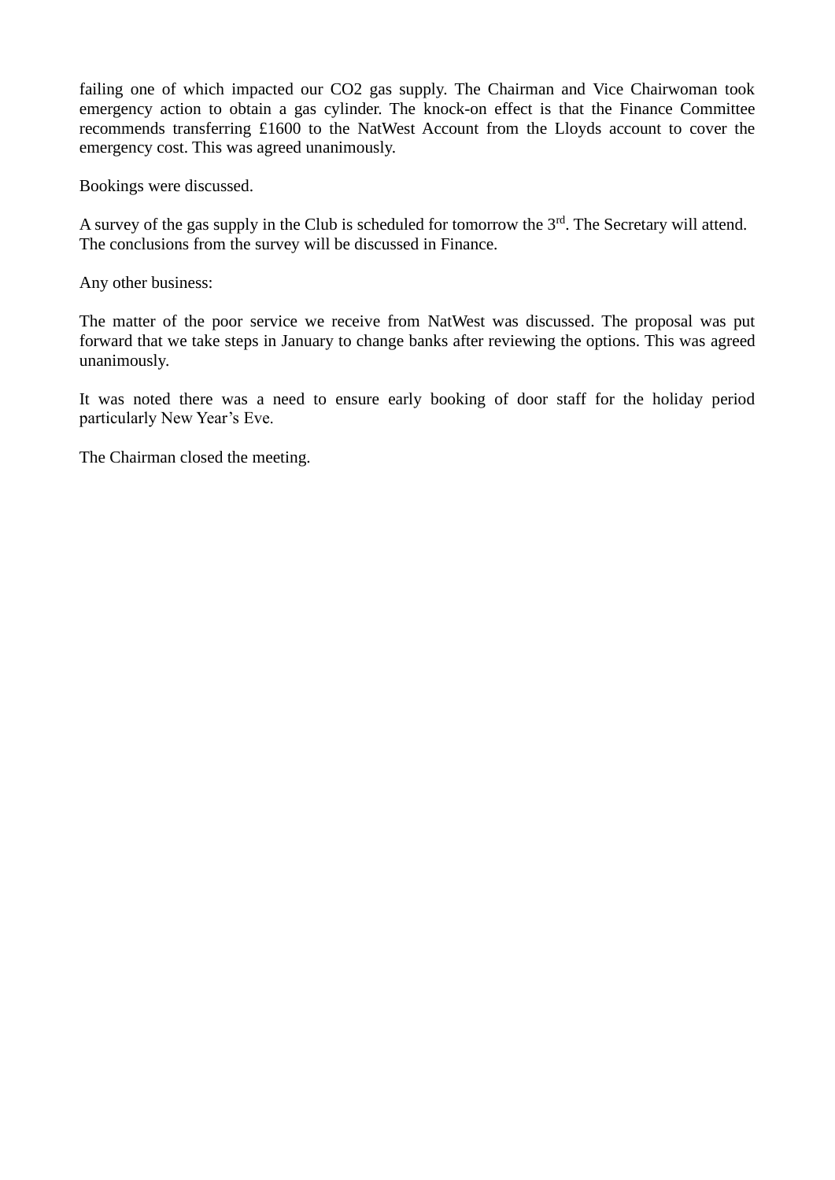failing one of which impacted our $CO_2$ gas supply. The Chairman and Vice Chairwoman took emergency action to obtain a gas cylinder. The knock-on effect is that the Finance Committee recommends transferring £1600 to the NatWest Account from the Lloyds account to cover the emergency cost. This was agreed unanimously.

Bookings were discussed.

A survey of the gas supply in the Club is scheduled for tomorrow the 3rd. The Secretary will attend. The conclusions from the survey will be discussed in Finance.

Any other business:

The matter of the poor service we receive from NatWest was discussed. The proposal was put forward that we take steps in January to change banks after reviewing the options. This was agreed unanimously.

It was noted there was a need to ensure early booking of door staff for the holiday period particularly New Year's Eve.

The Chairman closed the meeting.